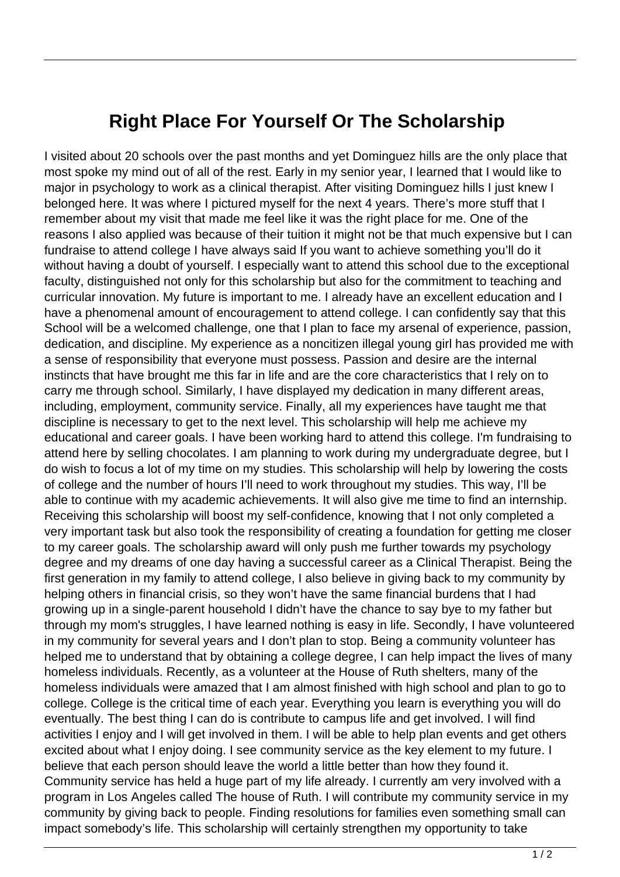# Right Place For Yourself Or The Scholarship

I visited about 20 schools over the past months and yet Dominguez hills are the only place that most spoke my mind out of all of the rest. Early in my senior year, I learned that I would like to major in psychology to work as a clinical therapist. After visiting Dominguez hills I just knew I belonged here. It was where I pictured myself for the next 4 years. There's more stuff that I remember about my visit that made me feel like it was the right place for me. One of the reasons I also applied was because of their tuition it might not be that much expensive but I can fundraise to attend college I have always said If you want to achieve something you'll do it without having a doubt of yourself. I especially want to attend this school due to the exceptional faculty, distinguished not only for this scholarship but also for the commitment to teaching and curricular innovation. My future is important to me. I already have an excellent education and I have a phenomenal amount of encouragement to attend college. I can confidently say that this School will be a welcomed challenge, one that I plan to face my arsenal of experience, passion, dedication, and discipline. My experience as a noncitizen illegal young girl has provided me with a sense of responsibility that everyone must possess. Passion and desire are the internal instincts that have brought me this far in life and are the core characteristics that I rely on to carry me through school. Similarly, I have displayed my dedication in many different areas, including, employment, community service. Finally, all my experiences have taught me that discipline is necessary to get to the next level. This scholarship will help me achieve my educational and career goals. I have been working hard to attend this college. I'm fundraising to attend here by selling chocolates. I am planning to work during my undergraduate degree, but I do wish to focus a lot of my time on my studies. This scholarship will help by lowering the costs of college and the number of hours I'll need to work throughout my studies. This way, I'll be able to continue with my academic achievements. It will also give me time to find an internship. Receiving this scholarship will boost my self-confidence, knowing that I not only completed a very important task but also took the responsibility of creating a foundation for getting me closer to my career goals. The scholarship award will only push me further towards my psychology degree and my dreams of one day having a successful career as a Clinical Therapist. Being the first generation in my family to attend college, I also believe in giving back to my community by helping others in financial crisis, so they won't have the same financial burdens that I had growing up in a single-parent household I didn't have the chance to say bye to my father but through my mom's struggles, I have learned nothing is easy in life. Secondly, I have volunteered in my community for several years and I don't plan to stop. Being a community volunteer has helped me to understand that by obtaining a college degree, I can help impact the lives of many homeless individuals. Recently, as a volunteer at the House of Ruth shelters, many of the homeless individuals were amazed that I am almost finished with high school and plan to go to college. College is the critical time of each year. Everything you learn is everything you will do eventually. The best thing I can do is contribute to campus life and get involved. I will find activities I enjoy and I will get involved in them. I will be able to help plan events and get others excited about what I enjoy doing. I see community service as the key element to my future. I believe that each person should leave the world a little better than how they found it. Community service has held a huge part of my life already. I currently am very involved with a program in Los Angeles called The house of Ruth. I will contribute my community service in my community by giving back to people. Finding resolutions for families even something small can impact somebody's life. This scholarship will certainly strengthen my opportunity to take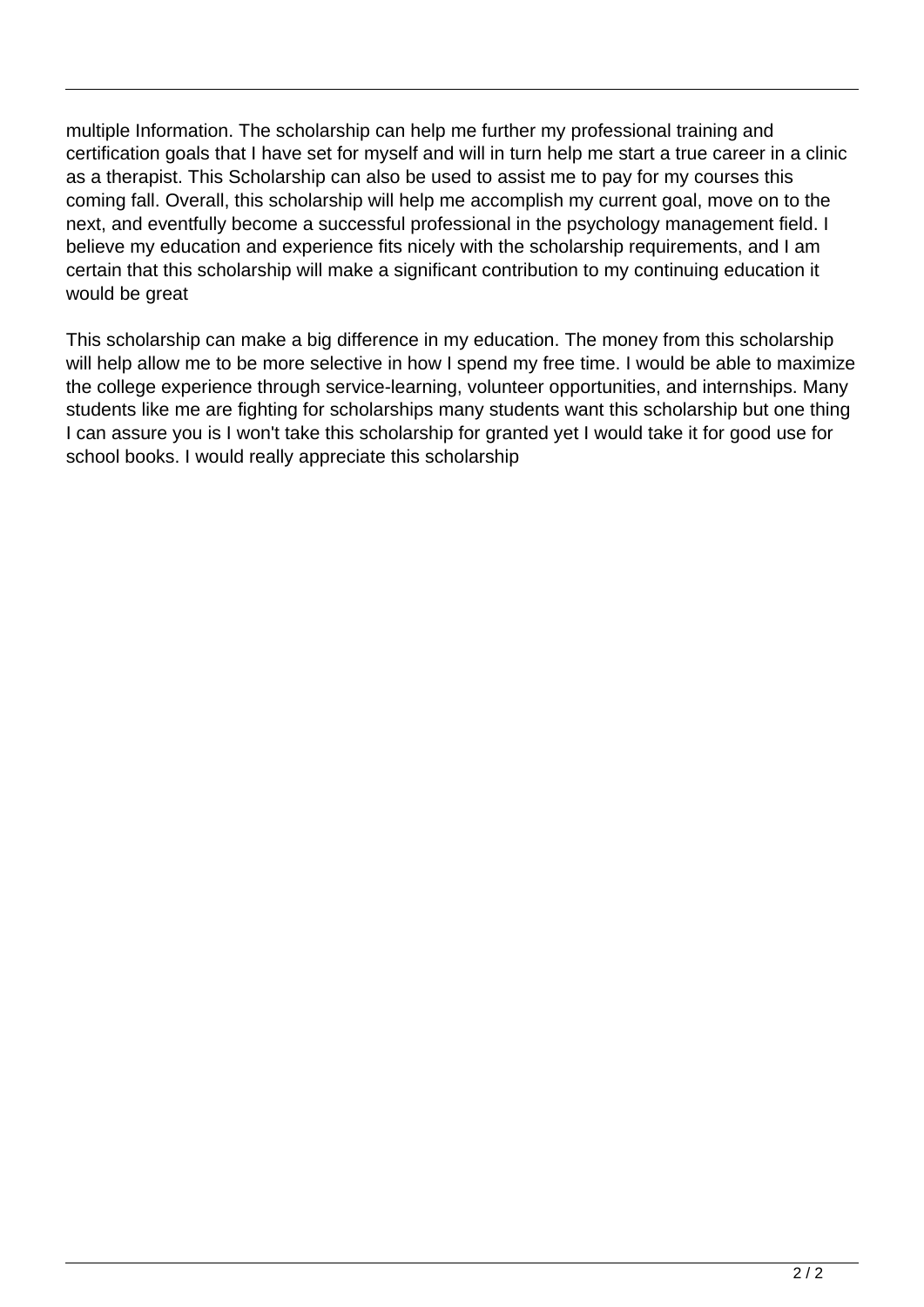multiple Information. The scholarship can help me further my professional training and certification goals that I have set for myself and will in turn help me start a true career in a clinic as a therapist. This Scholarship can also be used to assist me to pay for my courses this coming fall. Overall, this scholarship will help me accomplish my current goal, move on to the next, and eventfully become a successful professional in the psychology management field. I believe my education and experience fits nicely with the scholarship requirements, and I am certain that this scholarship will make a significant contribution to my continuing education it would be great

This scholarship can make a big difference in my education. The money from this scholarship will help allow me to be more selective in how I spend my free time. I would be able to maximize the college experience through service-learning, volunteer opportunities, and internships. Many students like me are fighting for scholarships many students want this scholarship but one thing I can assure you is I won't take this scholarship for granted yet I would take it for good use for school books. I would really appreciate this scholarship